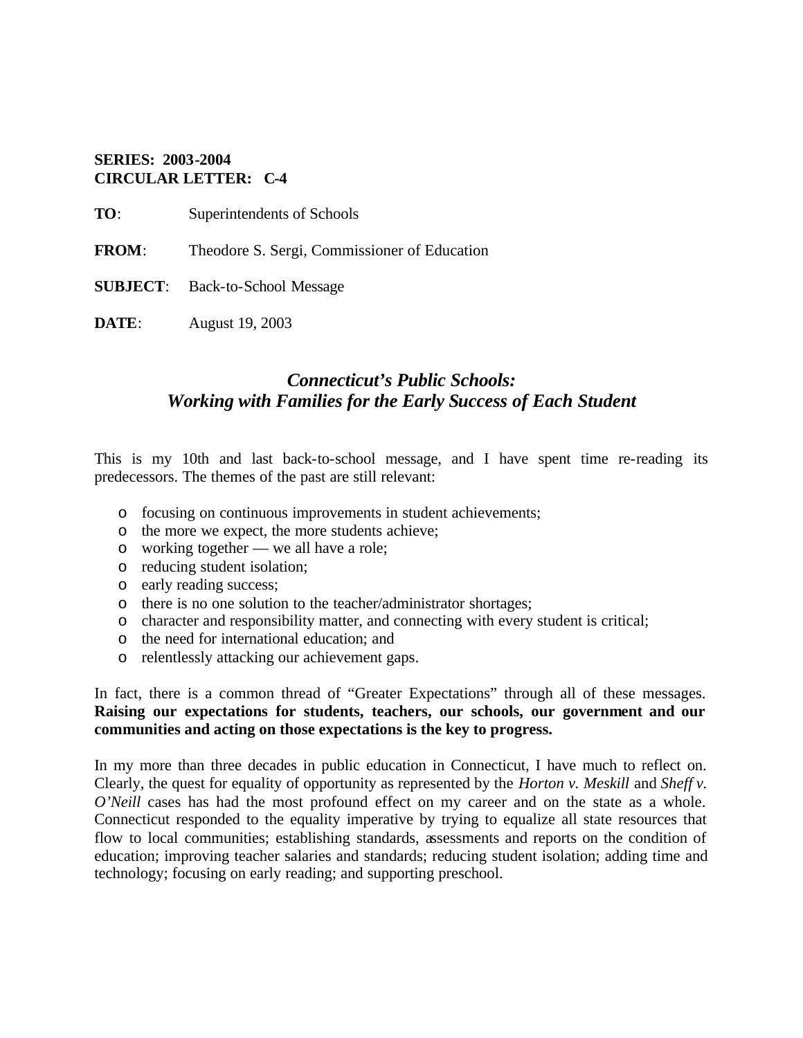**SERIES: 2003-2004**
**CIRCULAR LETTER: C-4**

**TO**: Superintendents of Schools

**FROM**: Theodore S. Sergi, Commissioner of Education

**SUBJECT**: Back-to-School Message

**DATE**: August 19, 2003

## *Connecticut's Public Schools: Working with Families for the Early Success of Each Student*

This is my 10th and last back-to-school message, and I have spent time re-reading its predecessors. The themes of the past are still relevant:

- focusing on continuous improvements in student achievements;
- the more we expect, the more students achieve;
- working together — we all have a role;
- reducing student isolation;
- early reading success;
- there is no one solution to the teacher/administrator shortages;
- character and responsibility matter, and connecting with every student is critical;
- the need for international education; and
- relentlessly attacking our achievement gaps.

In fact, there is a common thread of "Greater Expectations" through all of these messages. **Raising our expectations for students, teachers, our schools, our government and our communities and acting on those expectations is the key to progress.**

In my more than three decades in public education in Connecticut, I have much to reflect on. Clearly, the quest for equality of opportunity as represented by the *Horton v. Meskill* and *Sheff v. O'Neill* cases has had the most profound effect on my career and on the state as a whole. Connecticut responded to the equality imperative by trying to equalize all state resources that flow to local communities; establishing standards, assessments and reports on the condition of education; improving teacher salaries and standards; reducing student isolation; adding time and technology; focusing on early reading; and supporting preschool.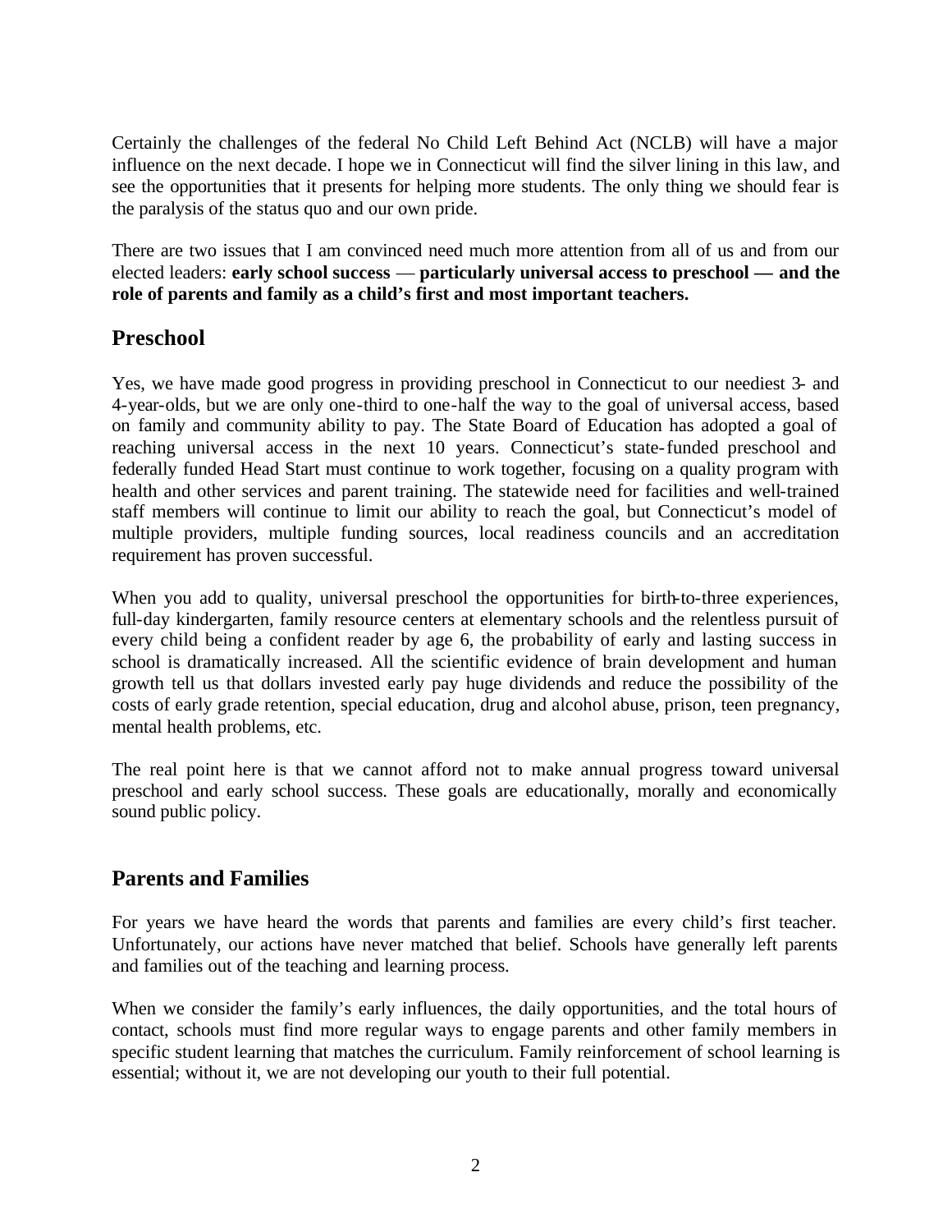Certainly the challenges of the federal No Child Left Behind Act (NCLB) will have a major influence on the next decade. I hope we in Connecticut will find the silver lining in this law, and see the opportunities that it presents for helping more students. The only thing we should fear is the paralysis of the status quo and our own pride.

There are two issues that I am convinced need much more attention from all of us and from our elected leaders: **early school success — particularly universal access to preschool — and the role of parents and family as a child's first and most important teachers.**

## Preschool

Yes, we have made good progress in providing preschool in Connecticut to our neediest 3- and 4-year-olds, but we are only one-third to one-half the way to the goal of universal access, based on family and community ability to pay. The State Board of Education has adopted a goal of reaching universal access in the next 10 years. Connecticut's state-funded preschool and federally funded Head Start must continue to work together, focusing on a quality program with health and other services and parent training. The statewide need for facilities and well-trained staff members will continue to limit our ability to reach the goal, but Connecticut's model of multiple providers, multiple funding sources, local readiness councils and an accreditation requirement has proven successful.

When you add to quality, universal preschool the opportunities for birth-to-three experiences, full-day kindergarten, family resource centers at elementary schools and the relentless pursuit of every child being a confident reader by age 6, the probability of early and lasting success in school is dramatically increased. All the scientific evidence of brain development and human growth tell us that dollars invested early pay huge dividends and reduce the possibility of the costs of early grade retention, special education, drug and alcohol abuse, prison, teen pregnancy, mental health problems, etc.

The real point here is that we cannot afford not to make annual progress toward universal preschool and early school success. These goals are educationally, morally and economically sound public policy.

## Parents and Families

For years we have heard the words that parents and families are every child's first teacher. Unfortunately, our actions have never matched that belief. Schools have generally left parents and families out of the teaching and learning process.

When we consider the family's early influences, the daily opportunities, and the total hours of contact, schools must find more regular ways to engage parents and other family members in specific student learning that matches the curriculum. Family reinforcement of school learning is essential; without it, we are not developing our youth to their full potential.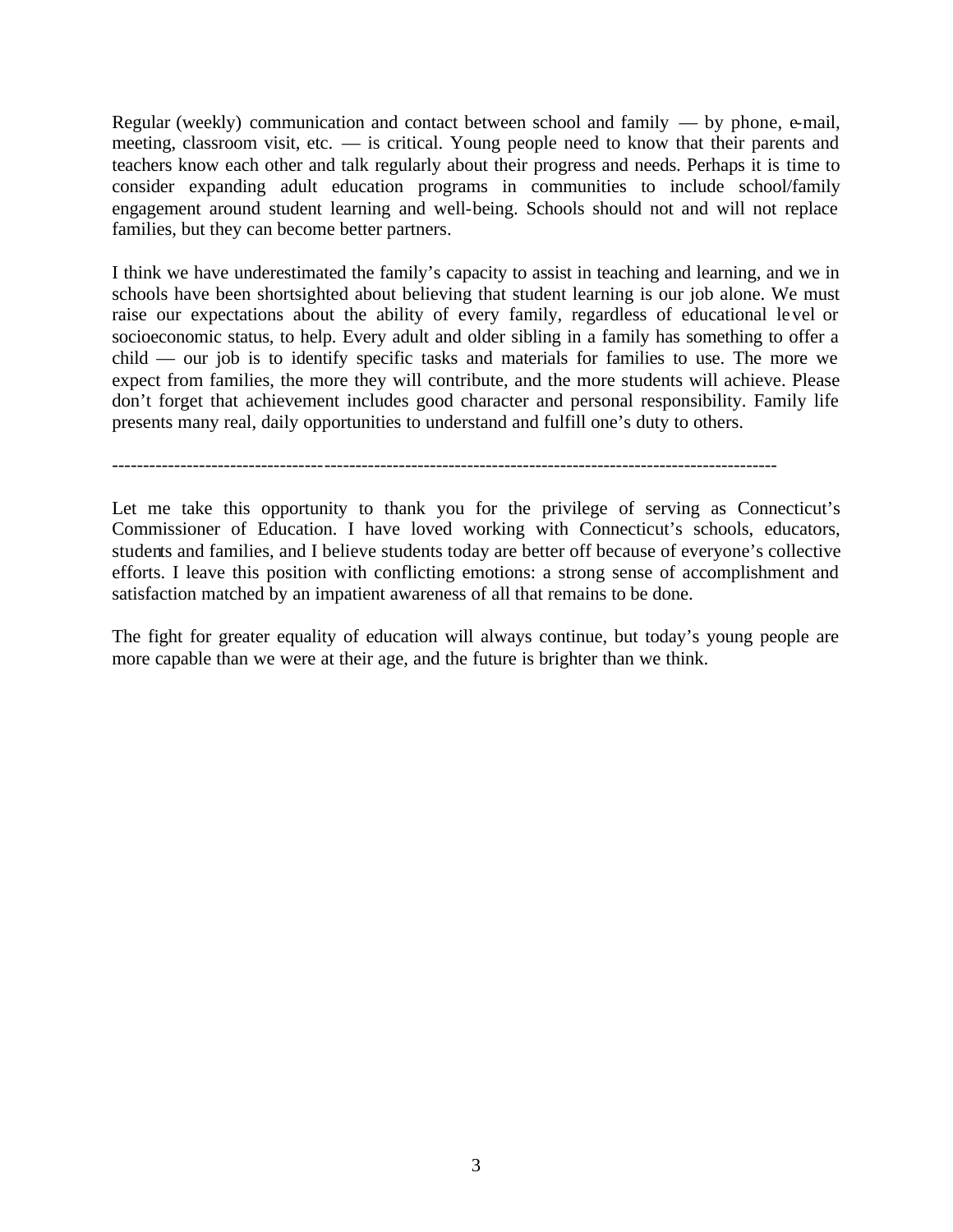Regular (weekly) communication and contact between school and family — by phone, e-mail, meeting, classroom visit, etc. — is critical. Young people need to know that their parents and teachers know each other and talk regularly about their progress and needs. Perhaps it is time to consider expanding adult education programs in communities to include school/family engagement around student learning and well-being. Schools should not and will not replace families, but they can become better partners.

I think we have underestimated the family's capacity to assist in teaching and learning, and we in schools have been shortsighted about believing that student learning is our job alone. We must raise our expectations about the ability of every family, regardless of educational level or socioeconomic status, to help. Every adult and older sibling in a family has something to offer a child — our job is to identify specific tasks and materials for families to use. The more we expect from families, the more they will contribute, and the more students will achieve. Please don't forget that achievement includes good character and personal responsibility. Family life presents many real, daily opportunities to understand and fulfill one's duty to others.

---

Let me take this opportunity to thank you for the privilege of serving as Connecticut's Commissioner of Education. I have loved working with Connecticut's schools, educators, students and families, and I believe students today are better off because of everyone's collective efforts. I leave this position with conflicting emotions: a strong sense of accomplishment and satisfaction matched by an impatient awareness of all that remains to be done.

The fight for greater equality of education will always continue, but today's young people are more capable than we were at their age, and the future is brighter than we think.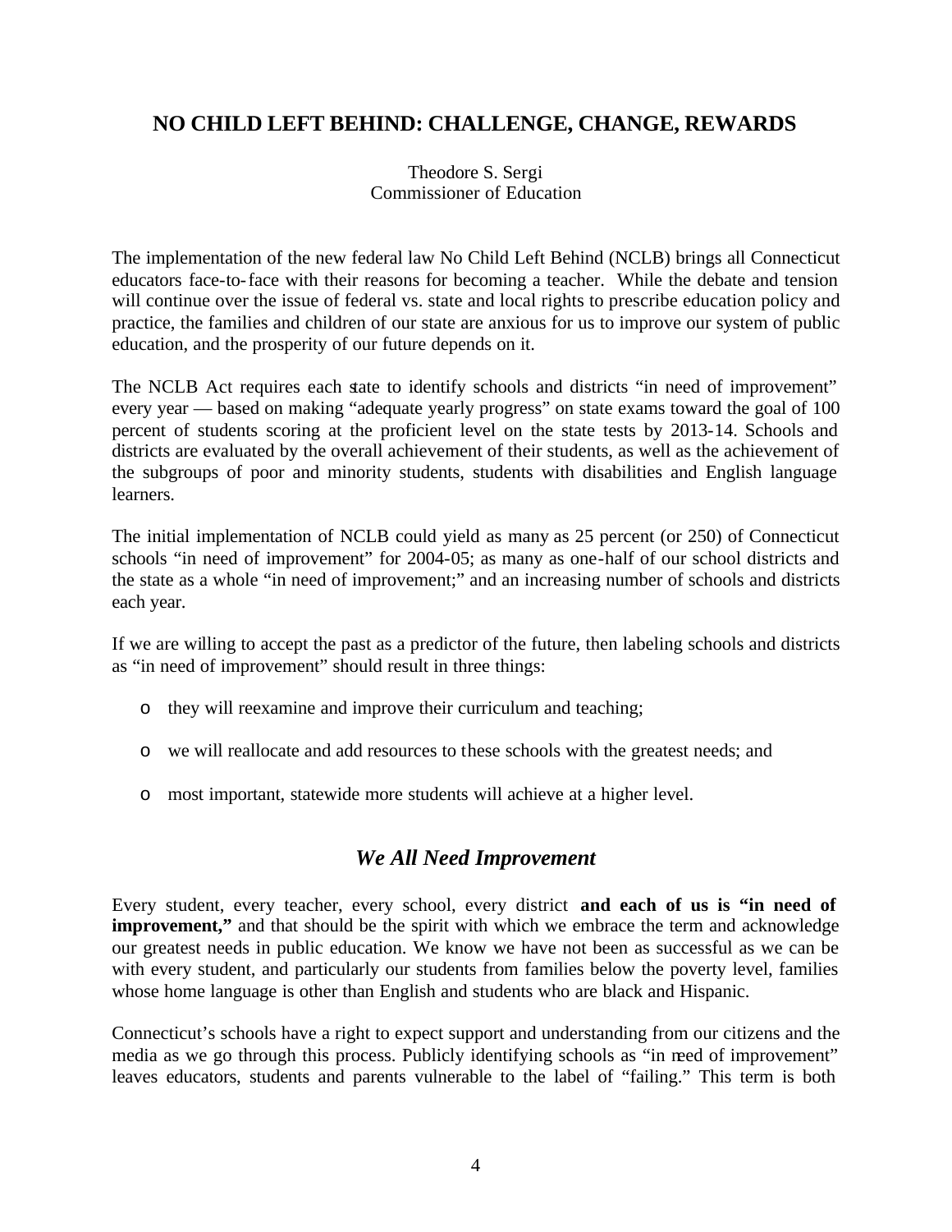## NO CHILD LEFT BEHIND: CHALLENGE, CHANGE, REWARDS

Theodore S. Sergi
Commissioner of Education

The implementation of the new federal law No Child Left Behind (NCLB) brings all Connecticut educators face-to-face with their reasons for becoming a teacher. While the debate and tension will continue over the issue of federal vs. state and local rights to prescribe education policy and practice, the families and children of our state are anxious for us to improve our system of public education, and the prosperity of our future depends on it.

The NCLB Act requires each state to identify schools and districts "in need of improvement" every year — based on making "adequate yearly progress" on state exams toward the goal of 100 percent of students scoring at the proficient level on the state tests by 2013-14. Schools and districts are evaluated by the overall achievement of their students, as well as the achievement of the subgroups of poor and minority students, students with disabilities and English language learners.

The initial implementation of NCLB could yield as many as 25 percent (or 250) of Connecticut schools "in need of improvement" for 2004-05; as many as one-half of our school districts and the state as a whole "in need of improvement;" and an increasing number of schools and districts each year.

If we are willing to accept the past as a predictor of the future, then labeling schools and districts as "in need of improvement" should result in three things:

- they will reexamine and improve their curriculum and teaching;
- we will reallocate and add resources to these schools with the greatest needs; and
- most important, statewide more students will achieve at a higher level.

### *We All Need Improvement*

Every student, every teacher, every school, every district **and each of us is "in need of improvement,"** and that should be the spirit with which we embrace the term and acknowledge our greatest needs in public education. We know we have not been as successful as we can be with every student, and particularly our students from families below the poverty level, families whose home language is other than English and students who are black and Hispanic.

Connecticut's schools have a right to expect support and understanding from our citizens and the media as we go through this process. Publicly identifying schools as "in need of improvement" leaves educators, students and parents vulnerable to the label of "failing." This term is both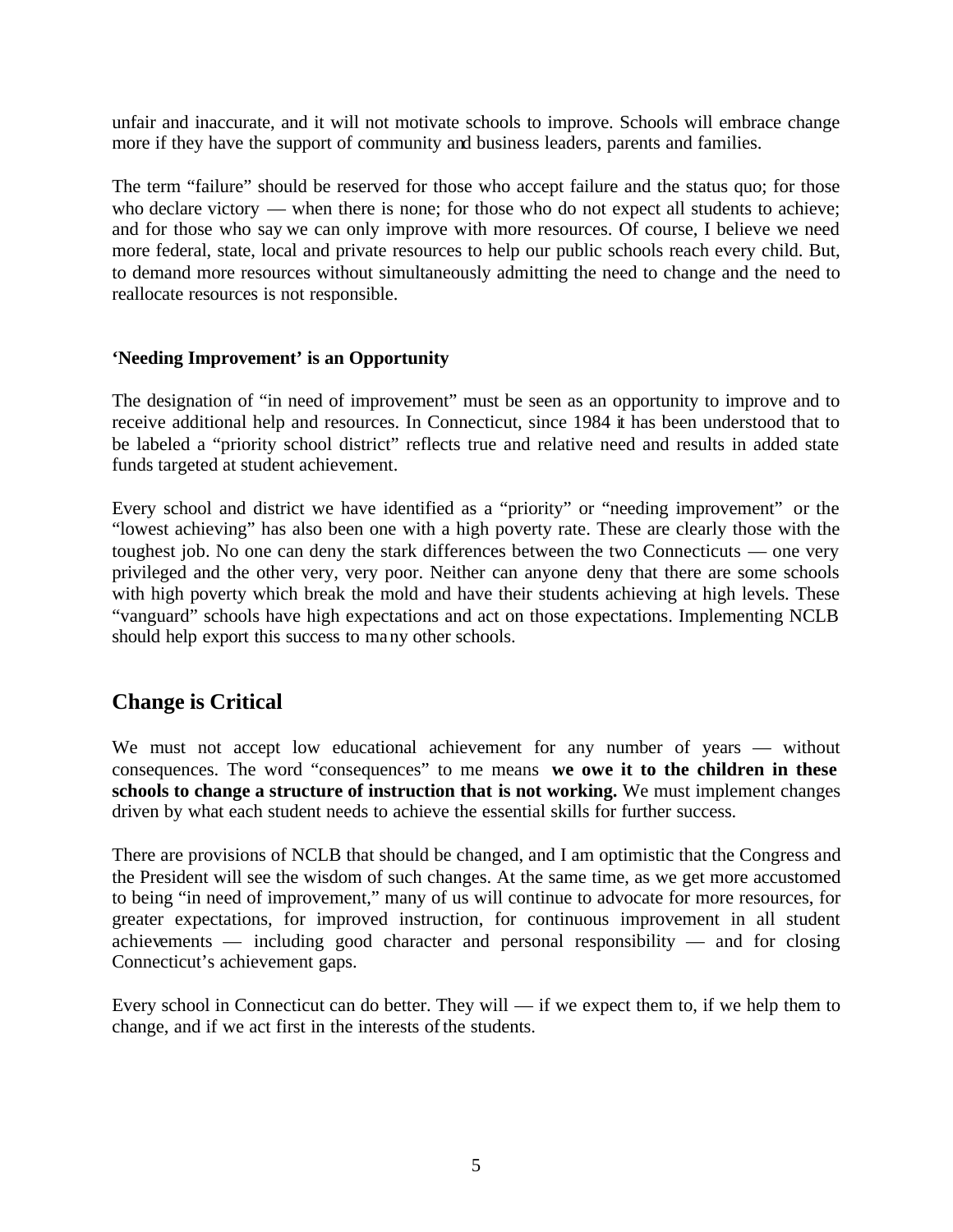unfair and inaccurate, and it will not motivate schools to improve. Schools will embrace change more if they have the support of community and business leaders, parents and families.

The term "failure" should be reserved for those who accept failure and the status quo; for those who declare victory — when there is none; for those who do not expect all students to achieve; and for those who say we can only improve with more resources. Of course, I believe we need more federal, state, local and private resources to help our public schools reach every child. But, to demand more resources without simultaneously admitting the need to change and the need to reallocate resources is not responsible.

### 'Needing Improvement' is an Opportunity

The designation of "in need of improvement" must be seen as an opportunity to improve and to receive additional help and resources. In Connecticut, since 1984 it has been understood that to be labeled a "priority school district" reflects true and relative need and results in added state funds targeted at student achievement.

Every school and district we have identified as a "priority" or "needing improvement" or the "lowest achieving" has also been one with a high poverty rate. These are clearly those with the toughest job. No one can deny the stark differences between the two Connecticuts — one very privileged and the other very, very poor. Neither can anyone deny that there are some schools with high poverty which break the mold and have their students achieving at high levels. These "vanguard" schools have high expectations and act on those expectations. Implementing NCLB should help export this success to many other schools.

## Change is Critical

We must not accept low educational achievement for any number of years — without consequences. The word "consequences" to me means **we owe it to the children in these schools to change a structure of instruction that is not working.** We must implement changes driven by what each student needs to achieve the essential skills for further success.

There are provisions of NCLB that should be changed, and I am optimistic that the Congress and the President will see the wisdom of such changes. At the same time, as we get more accustomed to being "in need of improvement," many of us will continue to advocate for more resources, for greater expectations, for improved instruction, for continuous improvement in all student achievements — including good character and personal responsibility — and for closing Connecticut's achievement gaps.

Every school in Connecticut can do better. They will — if we expect them to, if we help them to change, and if we act first in the interests of the students.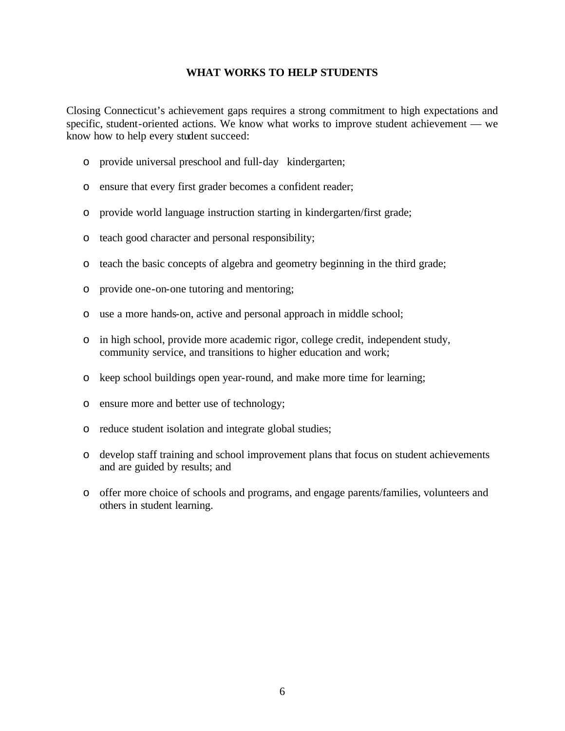## WHAT WORKS TO HELP STUDENTS

Closing Connecticut's achievement gaps requires a strong commitment to high expectations and specific, student-oriented actions. We know what works to improve student achievement — we know how to help every student succeed:

- provide universal preschool and full-day kindergarten;
- ensure that every first grader becomes a confident reader;
- provide world language instruction starting in kindergarten/first grade;
- teach good character and personal responsibility;
- teach the basic concepts of algebra and geometry beginning in the third grade;
- provide one-on-one tutoring and mentoring;
- use a more hands-on, active and personal approach in middle school;
- in high school, provide more academic rigor, college credit, independent study, community service, and transitions to higher education and work;
- keep school buildings open year-round, and make more time for learning;
- ensure more and better use of technology;
- reduce student isolation and integrate global studies;
- develop staff training and school improvement plans that focus on student achievements and are guided by results; and
- offer more choice of schools and programs, and engage parents/families, volunteers and others in student learning.